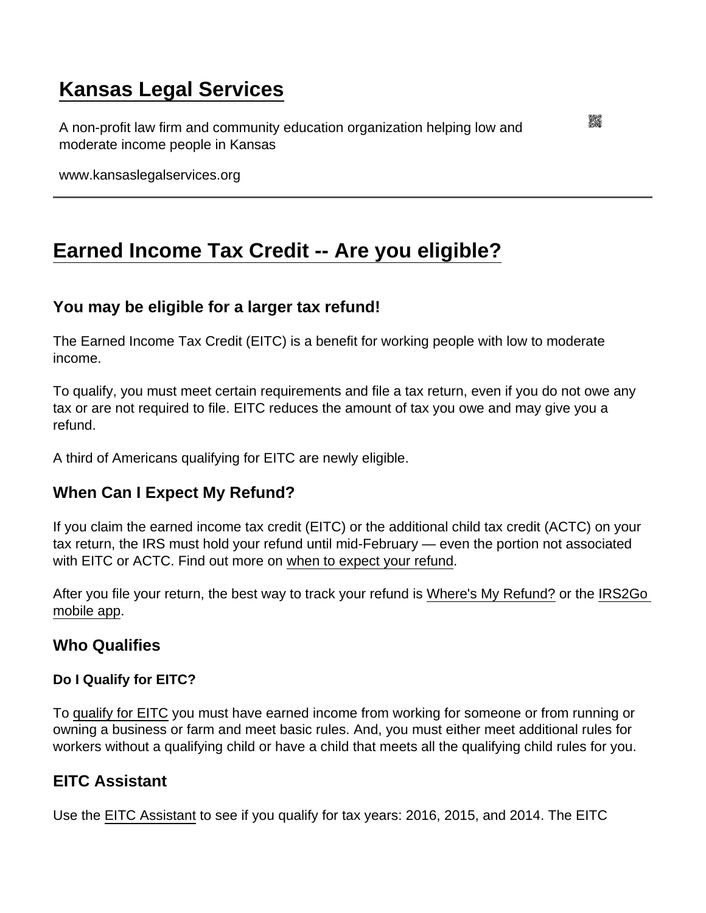# Kansas Legal Services

A non-profit law firm and community education organization helping low and moderate income people in Kansas

www.kansaslegalservices.org

## Earned Income Tax Credit -- Are you eligible?

### You may be eligible for a larger tax refund!

The Earned Income Tax Credit (EITC) is a benefit for working people with low to moderate income.

To qualify, you must meet certain requirements and file a tax return, even if you do not owe any tax or are not required to file. EITC reduces the amount of tax you owe and may give you a refund.

A third of Americans qualifying for EITC are newly eligible.

### When Can I Expect My Refund?

If you claim the earned income tax credit (EITC) or the additional child tax credit (ACTC) on your tax return, the IRS must hold your refund until mid-February — even the portion not associated with EITC or ACTC. Find out more on when to expect your refund.

After you file your return, the best way to track your refund is Where's My Refund? or the IRS2Go mobile app.

### Who Qualifies

#### Do I Qualify for EITC?

To qualify for EITC you must have earned income from working for someone or from running or owning a business or farm and meet basic rules. And, you must either meet additional rules for workers without a qualifying child or have a child that meets all the qualifying child rules for you.

### EITC Assistant

Use the EITC Assistant to see if you qualify for tax years: 2016, 2015, and 2014. The EITC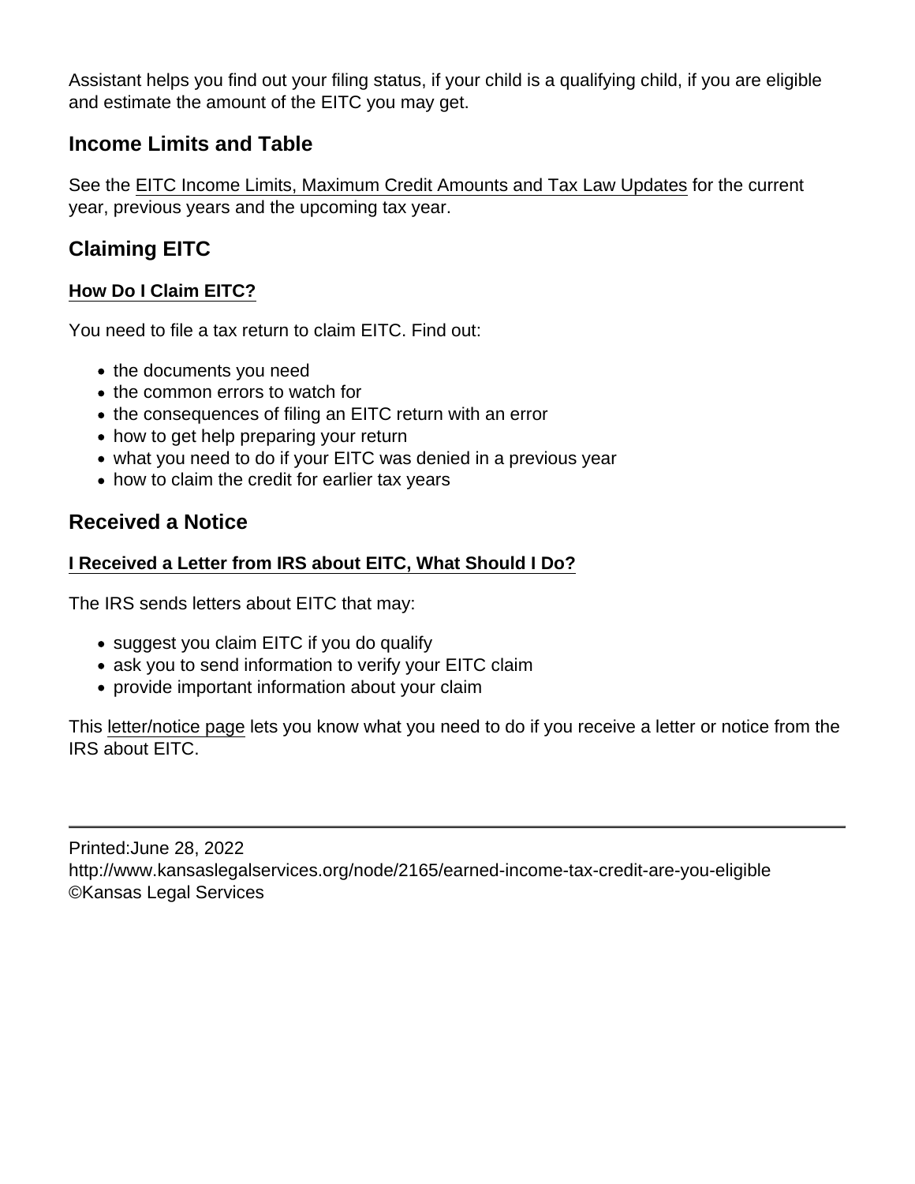Assistant helps you find out your filing status, if your child is a qualifying child, if you are eligible and estimate the amount of the EITC you may get.

## Income Limits and Table

See the EITC Income Limits, Maximum Credit Amounts and Tax Law Updates for the current year, previous years and the upcoming tax year.

## Claiming EITC

How Do I Claim EITC?

You need to file a tax return to claim EITC. Find out:

- the documents you need
- the common errors to watch for
- the consequences of filing an EITC return with an error
- how to get help preparing your return
- what you need to do if your EITC was denied in a previous year
- how to claim the credit for earlier tax years

## Received a Notice

I Received a Letter from IRS about EITC, What Should I Do?

The IRS sends letters about EITC that may:

- suggest you claim EITC if you do qualify
- ask you to send information to verify your EITC claim
- provide important information about your claim

This letter/notice page lets you know what you need to do if you receive a letter or notice from the IRS about EITC.

---

Printed:June 28, 2022
http://www.kansaslegalservices.org/node/2165/earned-income-tax-credit-are-you-eligible
©Kansas Legal Services